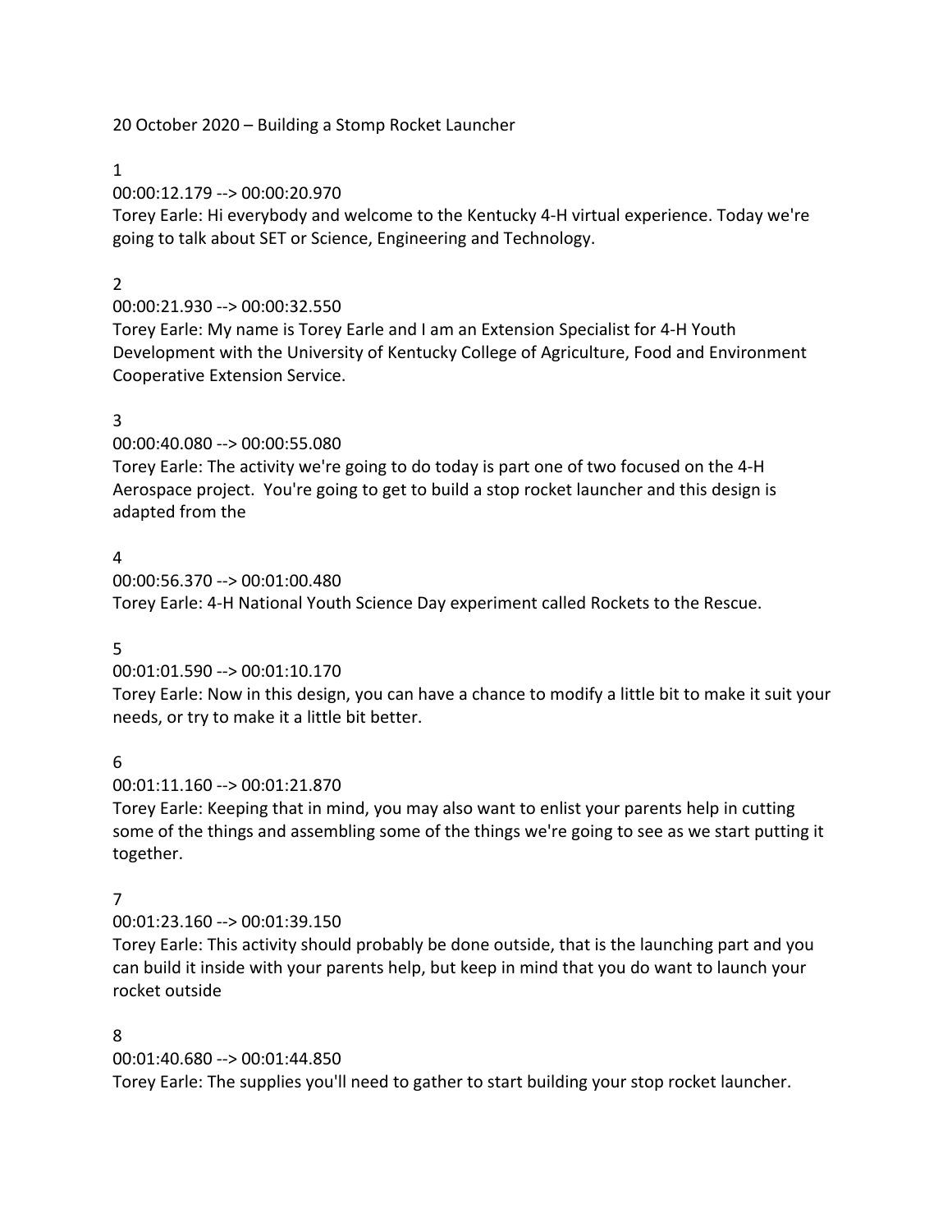20 October 2020 – Building a Stomp Rocket Launcher

1

00:00:12.179 --> 00:00:20.970

Torey Earle: Hi everybody and welcome to the Kentucky 4-H virtual experience. Today we're going to talk about SET or Science, Engineering and Technology.

2

00:00:21.930 --> 00:00:32.550

Torey Earle: My name is Torey Earle and I am an Extension Specialist for 4-H Youth Development with the University of Kentucky College of Agriculture, Food and Environment Cooperative Extension Service.

3

00:00:40.080 --> 00:00:55.080

Torey Earle: The activity we're going to do today is part one of two focused on the 4-H Aerospace project. You're going to get to build a stop rocket launcher and this design is adapted from the

4

00:00:56.370 --> 00:01:00.480

Torey Earle: 4-H National Youth Science Day experiment called Rockets to the Rescue.

5

00:01:01.590 --> 00:01:10.170

Torey Earle: Now in this design, you can have a chance to modify a little bit to make it suit your needs, or try to make it a little bit better.

6

00:01:11.160 --> 00:01:21.870

Torey Earle: Keeping that in mind, you may also want to enlist your parents help in cutting some of the things and assembling some of the things we're going to see as we start putting it together.

7

00:01:23.160 --> 00:01:39.150

Torey Earle: This activity should probably be done outside, that is the launching part and you can build it inside with your parents help, but keep in mind that you do want to launch your rocket outside

8

00:01:40.680 --> 00:01:44.850

Torey Earle: The supplies you'll need to gather to start building your stop rocket launcher.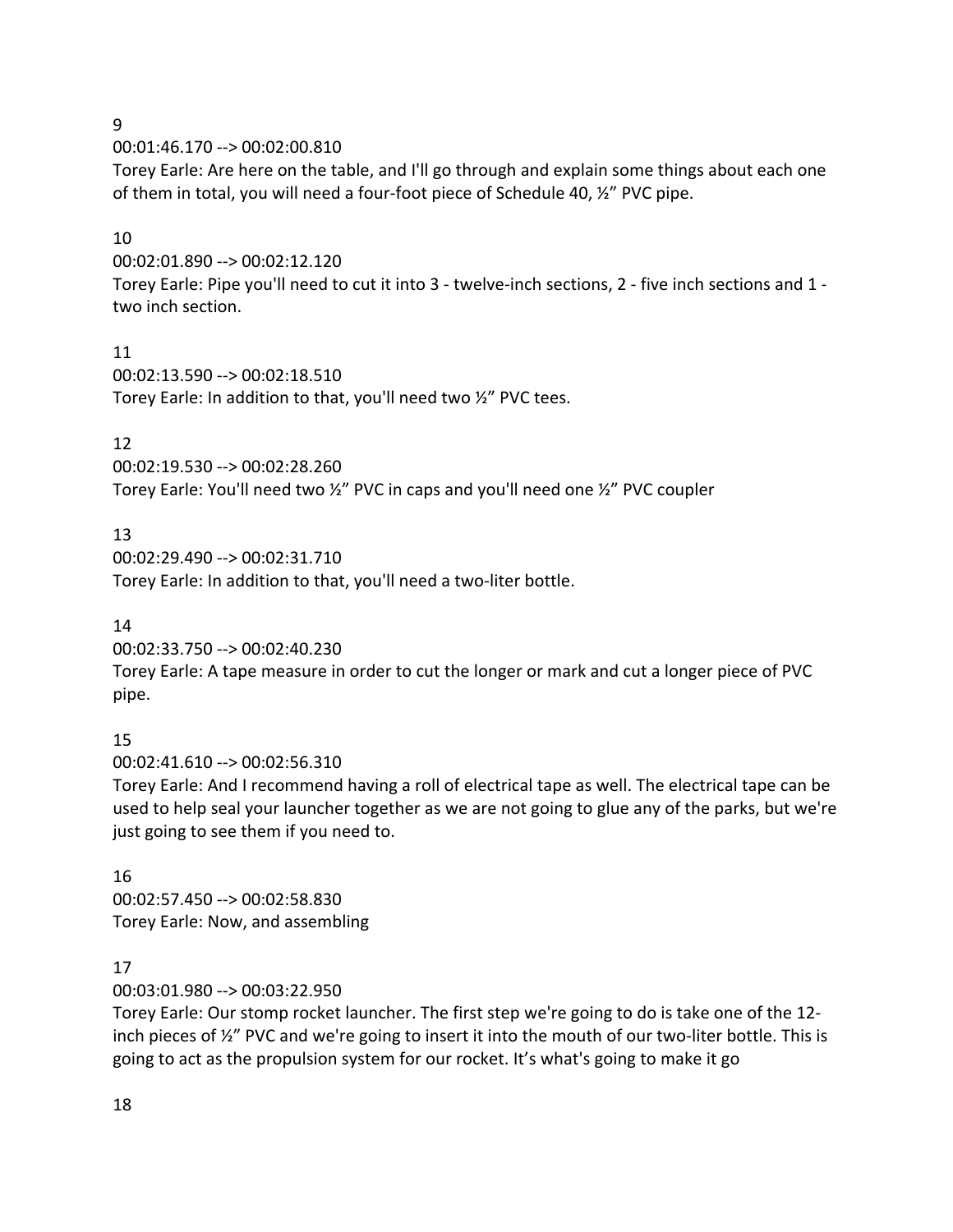9

00:01:46.170 --> 00:02:00.810

Torey Earle: Are here on the table, and I'll go through and explain some things about each one of them in total, you will need a four-foot piece of Schedule 40, ½" PVC pipe.

10

00:02:01.890 --> 00:02:12.120

Torey Earle: Pipe you'll need to cut it into 3 - twelve-inch sections, 2 - five inch sections and 1 - two inch section.

11

00:02:13.590 --> 00:02:18.510

Torey Earle: In addition to that, you'll need two ½" PVC tees.

12

00:02:19.530 --> 00:02:28.260

Torey Earle: You'll need two ½" PVC in caps and you'll need one ½" PVC coupler

13

00:02:29.490 --> 00:02:31.710

Torey Earle: In addition to that, you'll need a two-liter bottle.

14

00:02:33.750 --> 00:02:40.230

Torey Earle: A tape measure in order to cut the longer or mark and cut a longer piece of PVC pipe.

15

00:02:41.610 --> 00:02:56.310

Torey Earle: And I recommend having a roll of electrical tape as well. The electrical tape can be used to help seal your launcher together as we are not going to glue any of the parks, but we're just going to see them if you need to.

16

00:02:57.450 --> 00:02:58.830

Torey Earle: Now, and assembling

17

00:03:01.980 --> 00:03:22.950

Torey Earle: Our stomp rocket launcher. The first step we're going to do is take one of the 12-inch pieces of ½" PVC and we're going to insert it into the mouth of our two-liter bottle. This is going to act as the propulsion system for our rocket. It's what's going to make it go

18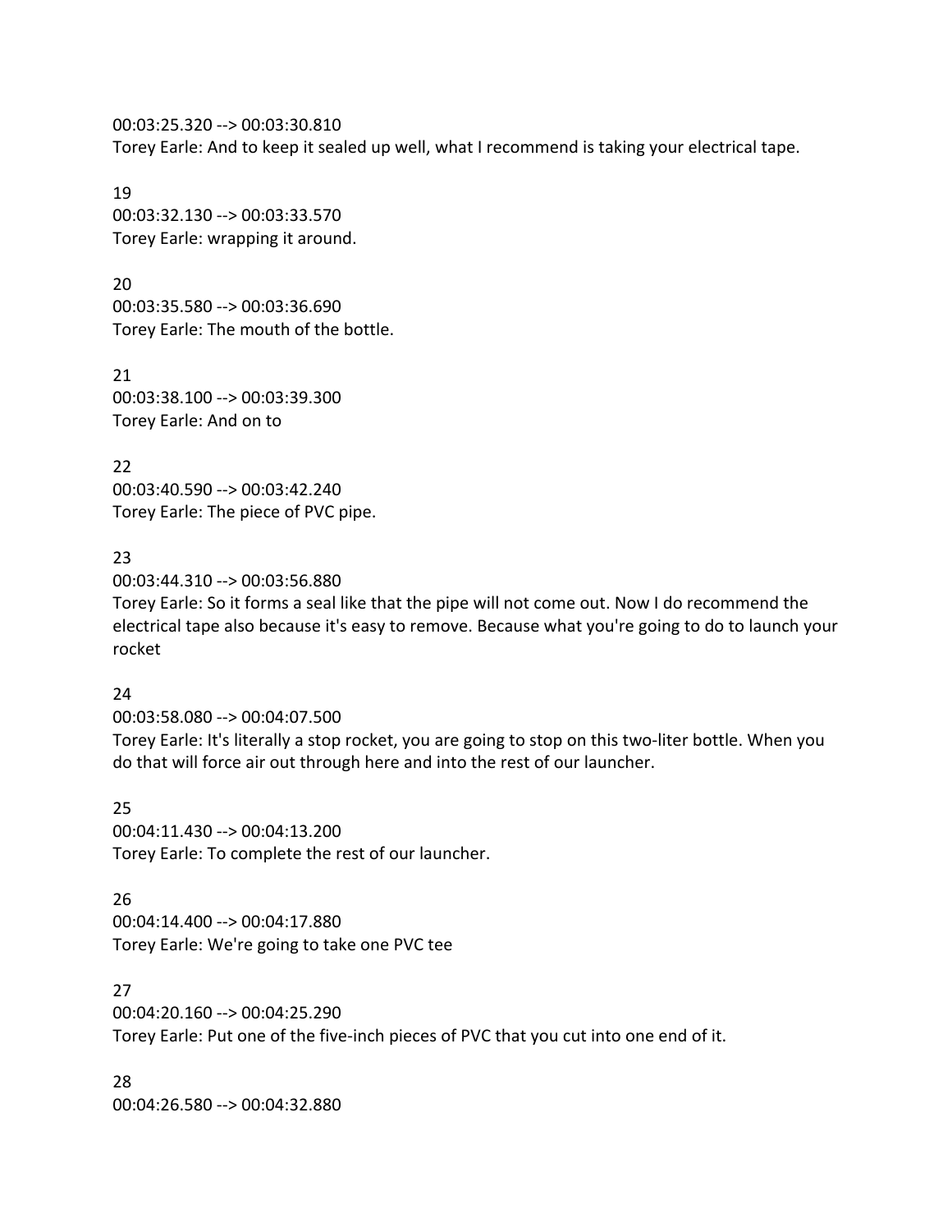00:03:25.320 --> 00:03:30.810
Torey Earle: And to keep it sealed up well, what I recommend is taking your electrical tape.

19
00:03:32.130 --> 00:03:33.570
Torey Earle: wrapping it around.

20
00:03:35.580 --> 00:03:36.690
Torey Earle: The mouth of the bottle.

21
00:03:38.100 --> 00:03:39.300
Torey Earle: And on to

22
00:03:40.590 --> 00:03:42.240
Torey Earle: The piece of PVC pipe.

23
00:03:44.310 --> 00:03:56.880
Torey Earle: So it forms a seal like that the pipe will not come out. Now I do recommend the electrical tape also because it's easy to remove. Because what you're going to do to launch your rocket

24
00:03:58.080 --> 00:04:07.500
Torey Earle: It's literally a stop rocket, you are going to stop on this two-liter bottle. When you do that will force air out through here and into the rest of our launcher.

25
00:04:11.430 --> 00:04:13.200
Torey Earle: To complete the rest of our launcher.

26
00:04:14.400 --> 00:04:17.880
Torey Earle: We're going to take one PVC tee

27
00:04:20.160 --> 00:04:25.290
Torey Earle: Put one of the five-inch pieces of PVC that you cut into one end of it.

28
00:04:26.580 --> 00:04:32.880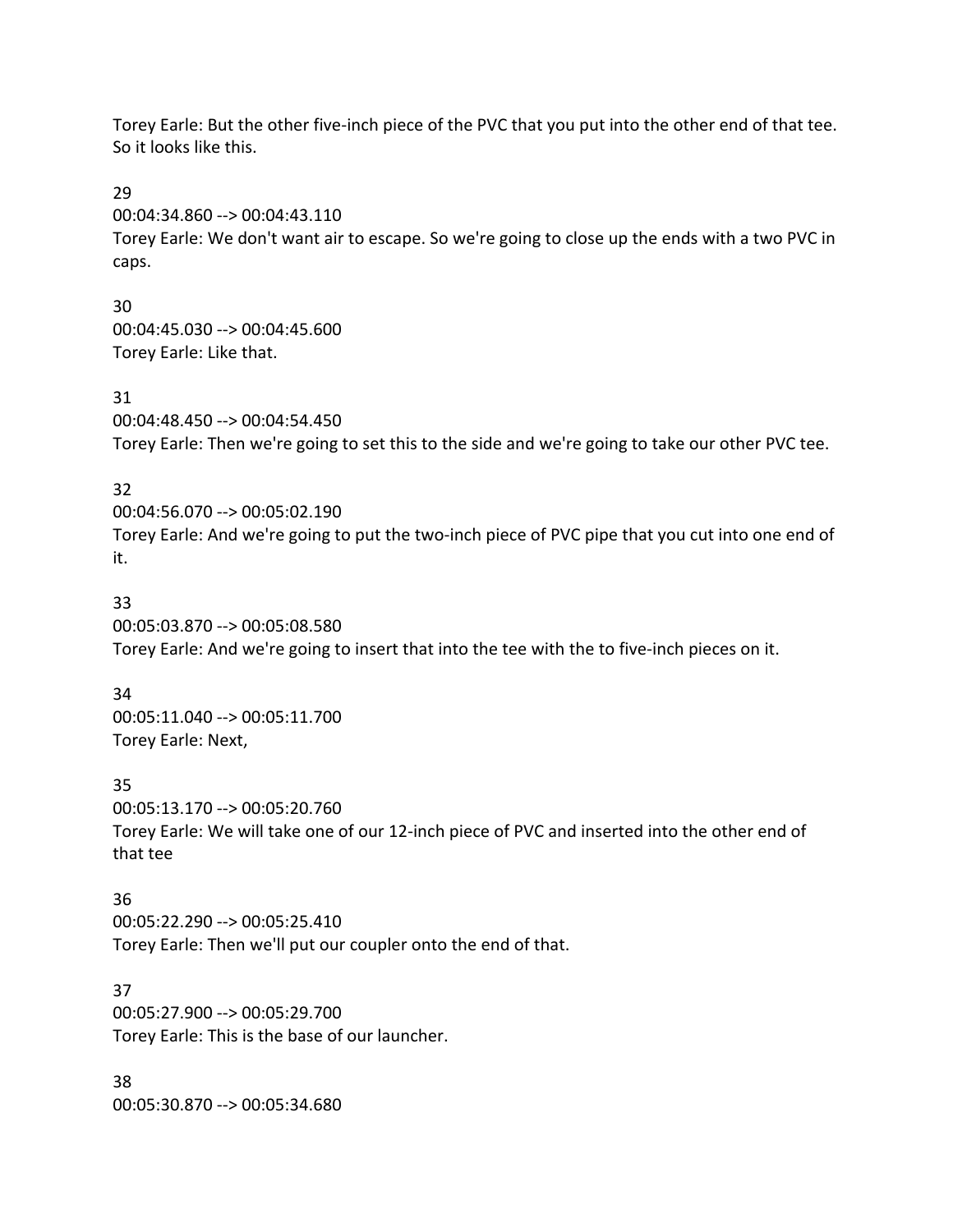Torey Earle: But the other five-inch piece of the PVC that you put into the other end of that tee. So it looks like this.

29
00:04:34.860 --> 00:04:43.110
Torey Earle: We don't want air to escape. So we're going to close up the ends with a two PVC in caps.

30
00:04:45.030 --> 00:04:45.600
Torey Earle: Like that.

31
00:04:48.450 --> 00:04:54.450
Torey Earle: Then we're going to set this to the side and we're going to take our other PVC tee.

32
00:04:56.070 --> 00:05:02.190
Torey Earle: And we're going to put the two-inch piece of PVC pipe that you cut into one end of it.

33
00:05:03.870 --> 00:05:08.580
Torey Earle: And we're going to insert that into the tee with the to five-inch pieces on it.

34
00:05:11.040 --> 00:05:11.700
Torey Earle: Next,

35
00:05:13.170 --> 00:05:20.760
Torey Earle: We will take one of our 12-inch piece of PVC and inserted into the other end of that tee

36
00:05:22.290 --> 00:05:25.410
Torey Earle: Then we'll put our coupler onto the end of that.

37
00:05:27.900 --> 00:05:29.700
Torey Earle: This is the base of our launcher.

38
00:05:30.870 --> 00:05:34.680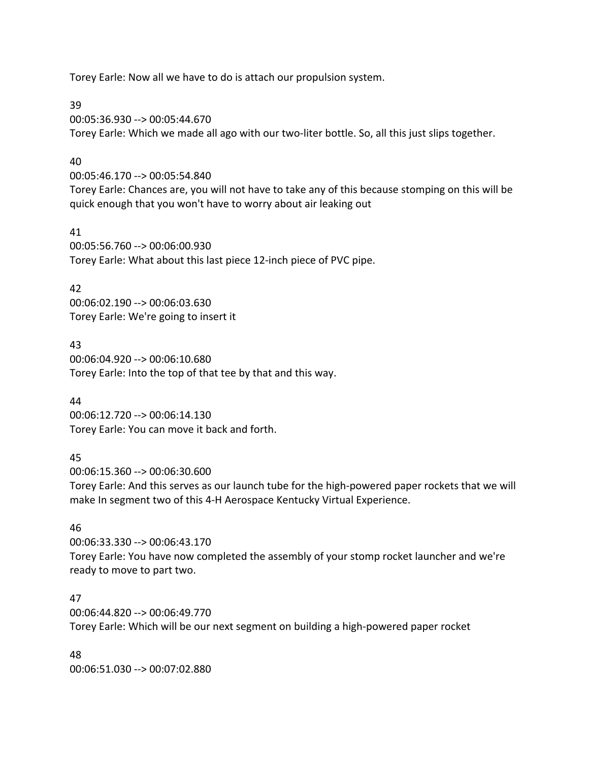Torey Earle: Now all we have to do is attach our propulsion system.

39
00:05:36.930 --> 00:05:44.670
Torey Earle: Which we made all ago with our two-liter bottle. So, all this just slips together.

40
00:05:46.170 --> 00:05:54.840
Torey Earle: Chances are, you will not have to take any of this because stomping on this will be quick enough that you won't have to worry about air leaking out

41
00:05:56.760 --> 00:06:00.930
Torey Earle: What about this last piece 12-inch piece of PVC pipe.

42
00:06:02.190 --> 00:06:03.630
Torey Earle: We're going to insert it

43
00:06:04.920 --> 00:06:10.680
Torey Earle: Into the top of that tee by that and this way.

44
00:06:12.720 --> 00:06:14.130
Torey Earle: You can move it back and forth.

45
00:06:15.360 --> 00:06:30.600
Torey Earle: And this serves as our launch tube for the high-powered paper rockets that we will make In segment two of this 4-H Aerospace Kentucky Virtual Experience.

46
00:06:33.330 --> 00:06:43.170
Torey Earle: You have now completed the assembly of your stomp rocket launcher and we're ready to move to part two.

47
00:06:44.820 --> 00:06:49.770
Torey Earle: Which will be our next segment on building a high-powered paper rocket

48
00:06:51.030 --> 00:07:02.880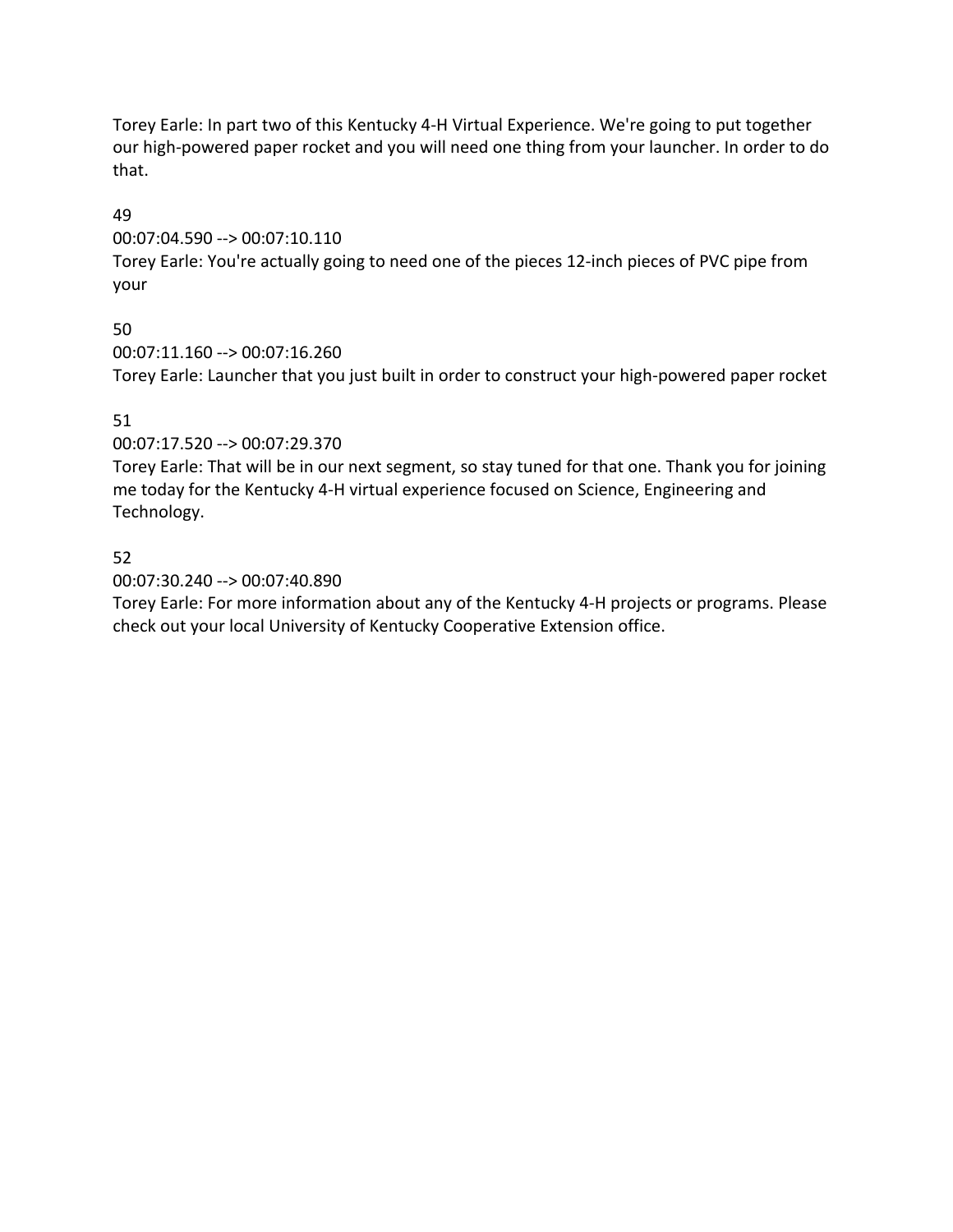Torey Earle: In part two of this Kentucky 4-H Virtual Experience. We're going to put together our high-powered paper rocket and you will need one thing from your launcher. In order to do that.

49

00:07:04.590 --> 00:07:10.110

Torey Earle: You're actually going to need one of the pieces 12-inch pieces of PVC pipe from your

50

00:07:11.160 --> 00:07:16.260

Torey Earle: Launcher that you just built in order to construct your high-powered paper rocket

51

00:07:17.520 --> 00:07:29.370

Torey Earle: That will be in our next segment, so stay tuned for that one. Thank you for joining me today for the Kentucky 4-H virtual experience focused on Science, Engineering and Technology.

52

00:07:30.240 --> 00:07:40.890

Torey Earle: For more information about any of the Kentucky 4-H projects or programs. Please check out your local University of Kentucky Cooperative Extension office.